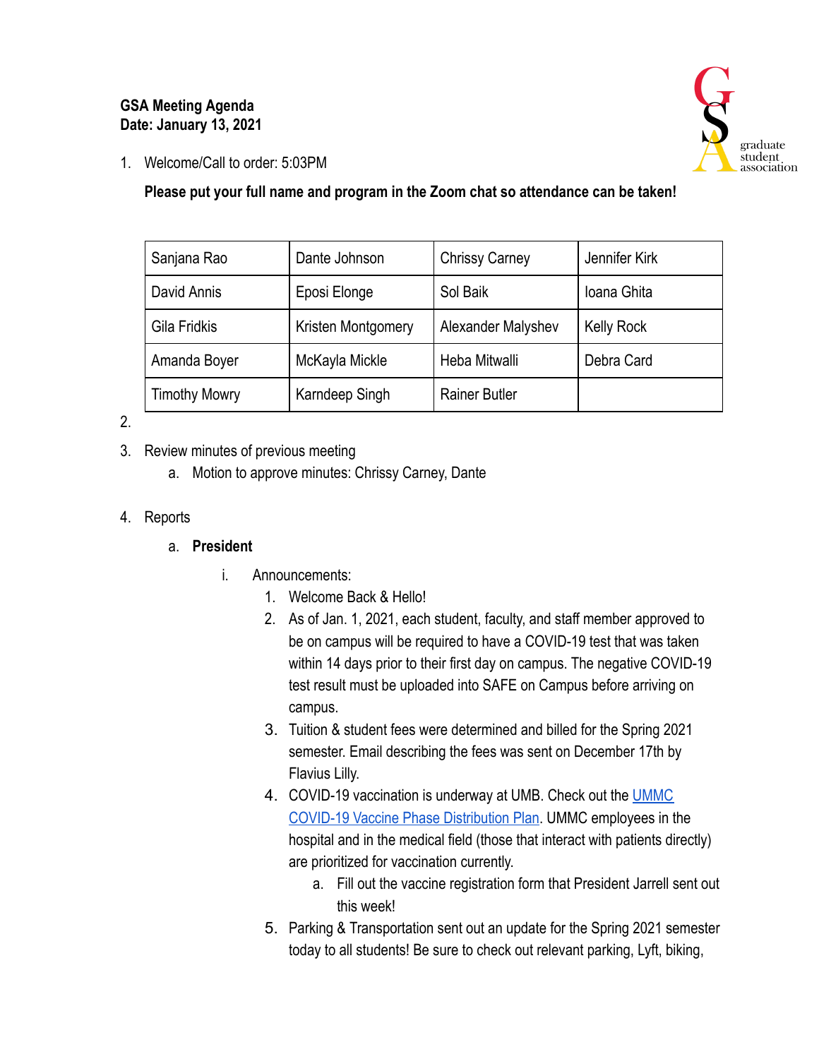**GSA Meeting Agenda**
**Date: January 13, 2021**

1. Welcome/Call to order: 5:03PM

   **Please put your full name and program in the Zoom chat so attendance can be taken!**

| Sanjana Rao | Dante Johnson | Chrissy Carney | Jennifer Kirk |
|---|---|---|---|
| David Annis | Eposi Elonge | Sol Baik | Ioana Ghita |
| Gila Fridkis | Kristen Montgomery | Alexander Malyshev | Kelly Rock |
| Amanda Boyer | McKayla Mickle | Heba Mitwalli | Debra Card |
| Timothy Mowry | Karndeep Singh | Rainer Butler | |

2. 
3. Review minutes of previous meeting
   a. Motion to approve minutes: Chrissy Carney, Dante

4. Reports
   a. **President**
      i. Announcements:
         1. Welcome Back & Hello!
         2. As of Jan. 1, 2021, each student, faculty, and staff member approved to be on campus will be required to have a COVID-19 test that was taken within 14 days prior to their first day on campus. The negative COVID-19 test result must be uploaded into SAFE on Campus before arriving on campus.
         3. Tuition & student fees were determined and billed for the Spring 2021 semester. Email describing the fees was sent on December 17th by Flavius Lilly.
         4. COVID-19 vaccination is underway at UMB. Check out the UMMC COVID-19 Vaccine Phase Distribution Plan. UMMC employees in the hospital and in the medical field (those that interact with patients directly) are prioritized for vaccination currently.
            a. Fill out the vaccine registration form that President Jarrell sent out this week!
         5. Parking & Transportation sent out an update for the Spring 2021 semester today to all students! Be sure to check out relevant parking, Lyft, biking,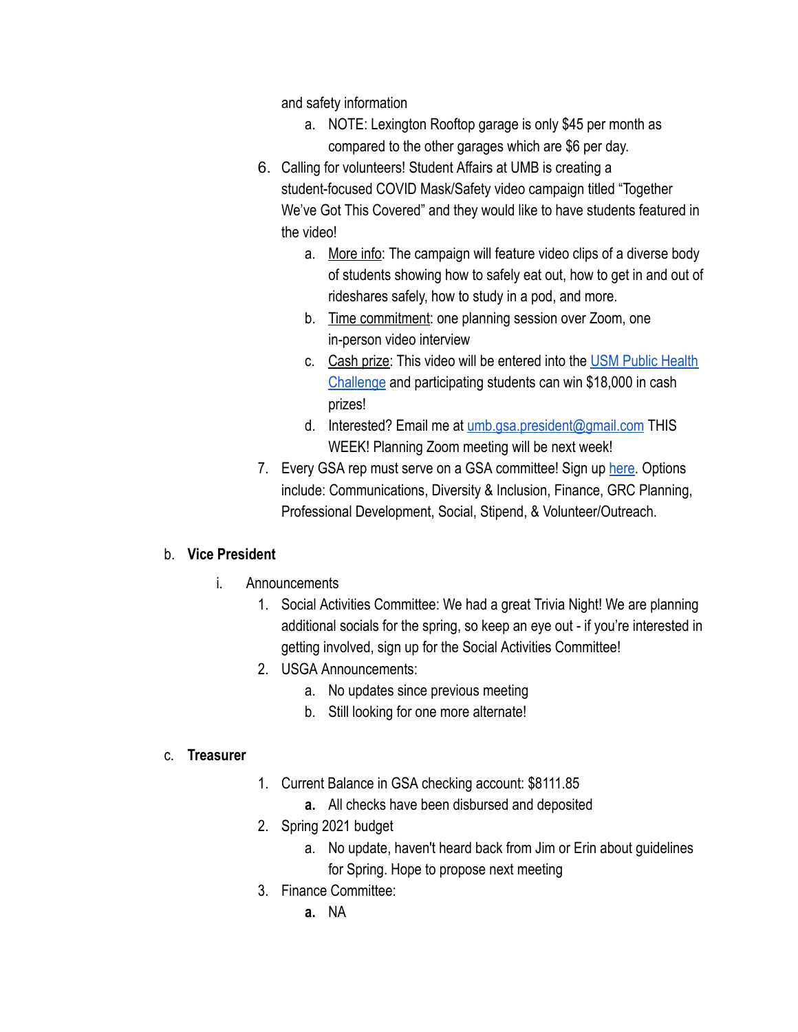and safety information

   a. NOTE: Lexington Rooftop garage is only $45 per month as compared to the other garages which are $6 per day.

6. Calling for volunteers! Student Affairs at UMB is creating a student-focused COVID Mask/Safety video campaign titled "Together We've Got This Covered" and they would like to have students featured in the video!
   a. More info: The campaign will feature video clips of a diverse body of students showing how to safely eat out, how to get in and out of rideshares safely, how to study in a pod, and more.
   b. Time commitment: one planning session over Zoom, one in-person video interview
   c. Cash prize: This video will be entered into the USM Public Health Challenge and participating students can win $18,000 in cash prizes!
   d. Interested? Email me at umb.gsa.president@gmail.com THIS WEEK! Planning Zoom meeting will be next week!
7. Every GSA rep must serve on a GSA committee! Sign up here. Options include: Communications, Diversity & Inclusion, Finance, GRC Planning, Professional Development, Social, Stipend, & Volunteer/Outreach.

b. **Vice President**

   i. Announcements
      1. Social Activities Committee: We had a great Trivia Night! We are planning additional socials for the spring, so keep an eye out - if you're interested in getting involved, sign up for the Social Activities Committee!
      2. USGA Announcements:
         a. No updates since previous meeting
         b. Still looking for one more alternate!

c. **Treasurer**

   1. Current Balance in GSA checking account: $8111.85
      a. All checks have been disbursed and deposited
   2. Spring 2021 budget
      a. No update, haven't heard back from Jim or Erin about guidelines for Spring. Hope to propose next meeting
   3. Finance Committee:
      a. NA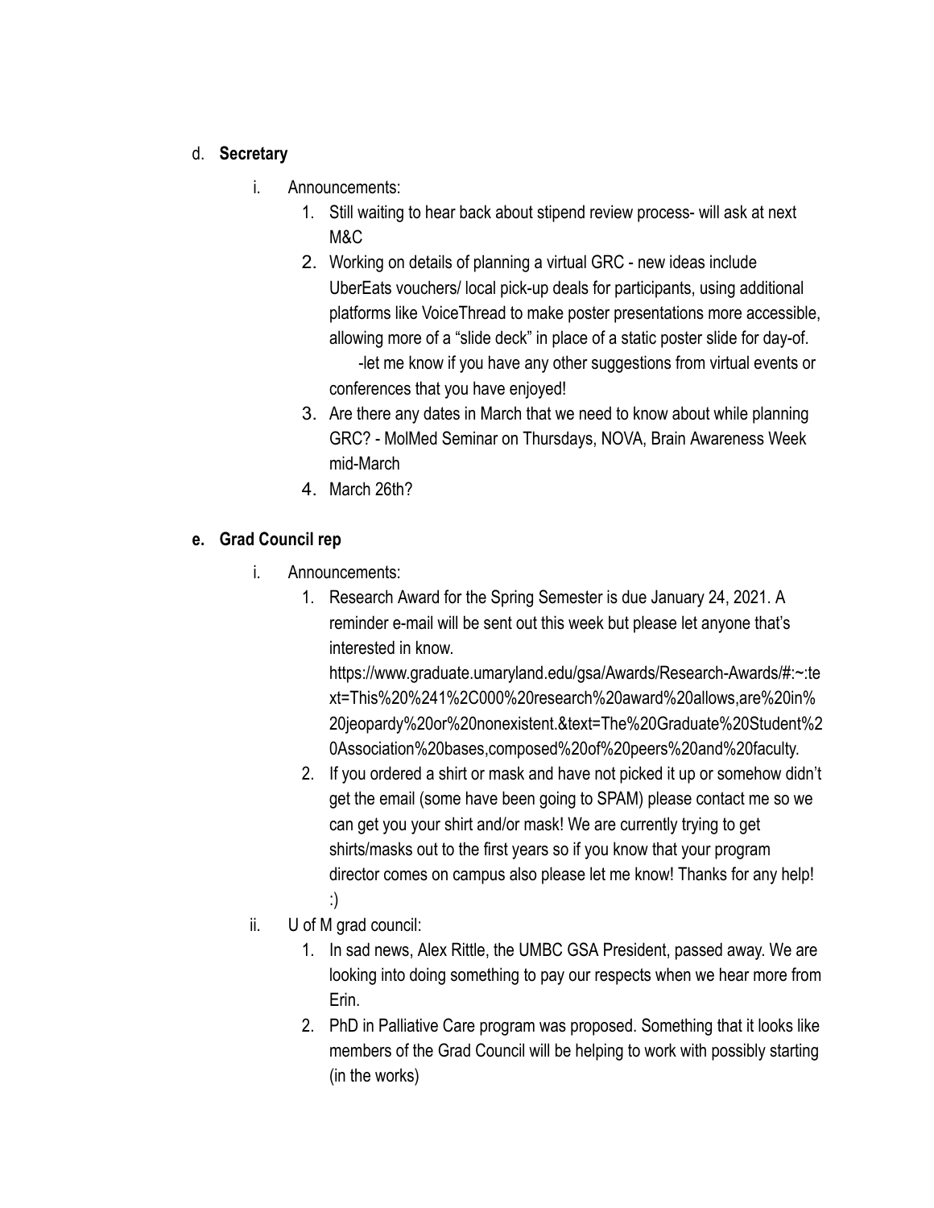d. **Secretary**

   i. Announcements:

      1. Still waiting to hear back about stipend review process- will ask at next M&C
      2. Working on details of planning a virtual GRC - new ideas include UberEats vouchers/ local pick-up deals for participants, using additional platforms like VoiceThread to make poster presentations more accessible, allowing more of a "slide deck" in place of a static poster slide for day-of.
         -let me know if you have any other suggestions from virtual events or conferences that you have enjoyed!
      3. Are there any dates in March that we need to know about while planning GRC? - MolMed Seminar on Thursdays, NOVA, Brain Awareness Week mid-March
      4. March 26th?

**e. Grad Council rep**

   i. Announcements:

      1. Research Award for the Spring Semester is due January 24, 2021. A reminder e-mail will be sent out this week but please let anyone that's interested in know.
         https://www.graduate.umaryland.edu/gsa/Awards/Research-Awards/#:~:text=This%20%241%2C000%20research%20award%20allows,are%20in%20jeopardy%20or%20nonexistent.&text=The%20Graduate%20Student%20Association%20bases,composed%20of%20peers%20and%20faculty.
      2. If you ordered a shirt or mask and have not picked it up or somehow didn't get the email (some have been going to SPAM) please contact me so we can get you your shirt and/or mask! We are currently trying to get shirts/masks out to the first years so if you know that your program director comes on campus also please let me know! Thanks for any help! :)

   ii. U of M grad council:

      1. In sad news, Alex Rittle, the UMBC GSA President, passed away. We are looking into doing something to pay our respects when we hear more from Erin.
      2. PhD in Palliative Care program was proposed. Something that it looks like members of the Grad Council will be helping to work with possibly starting (in the works)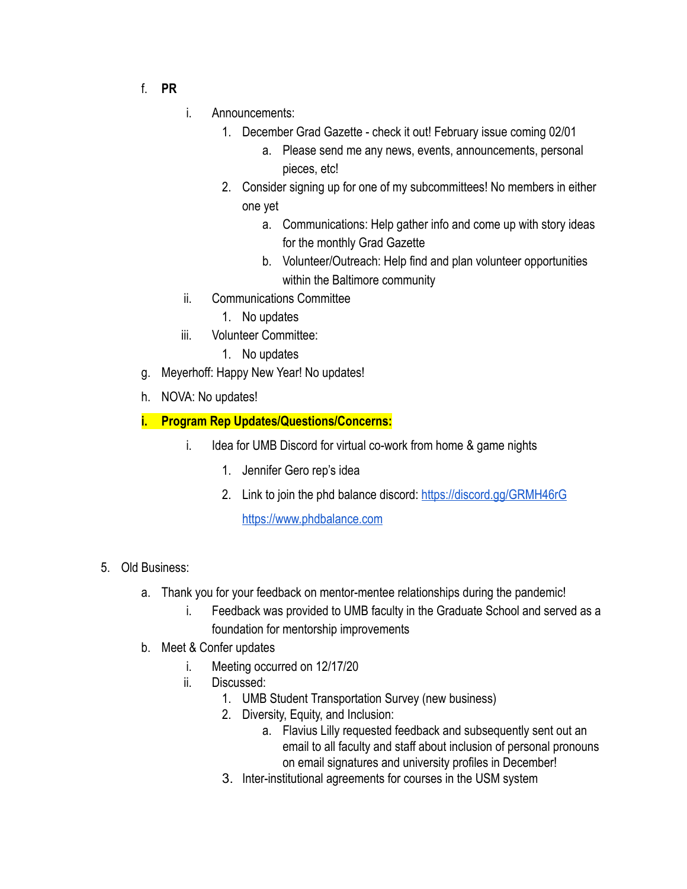f. **PR**

   i. Announcements:

      1. December Grad Gazette - check it out! February issue coming 02/01

         a. Please send me any news, events, announcements, personal pieces, etc!

      2. Consider signing up for one of my subcommittees! No members in either one yet

         a. Communications: Help gather info and come up with story ideas for the monthly Grad Gazette

         b. Volunteer/Outreach: Help find and plan volunteer opportunities within the Baltimore community

   ii. Communications Committee

      1. No updates

   iii. Volunteer Committee:

      1. No updates

g. Meyerhoff: Happy New Year! No updates!

h. NOVA: No updates!

i. **Program Rep Updates/Questions/Concerns:**

   i. Idea for UMB Discord for virtual co-work from home & game nights

      1. Jennifer Gero rep's idea

      2. Link to join the phd balance discord: https://discord.gg/GRMH46rG https://www.phdbalance.com

5. Old Business:

   a. Thank you for your feedback on mentor-mentee relationships during the pandemic!

      i. Feedback was provided to UMB faculty in the Graduate School and served as a foundation for mentorship improvements

   b. Meet & Confer updates

      i. Meeting occurred on 12/17/20

      ii. Discussed:

         1. UMB Student Transportation Survey (new business)

         2. Diversity, Equity, and Inclusion:

            a. Flavius Lilly requested feedback and subsequently sent out an email to all faculty and staff about inclusion of personal pronouns on email signatures and university profiles in December!

         3. Inter-institutional agreements for courses in the USM system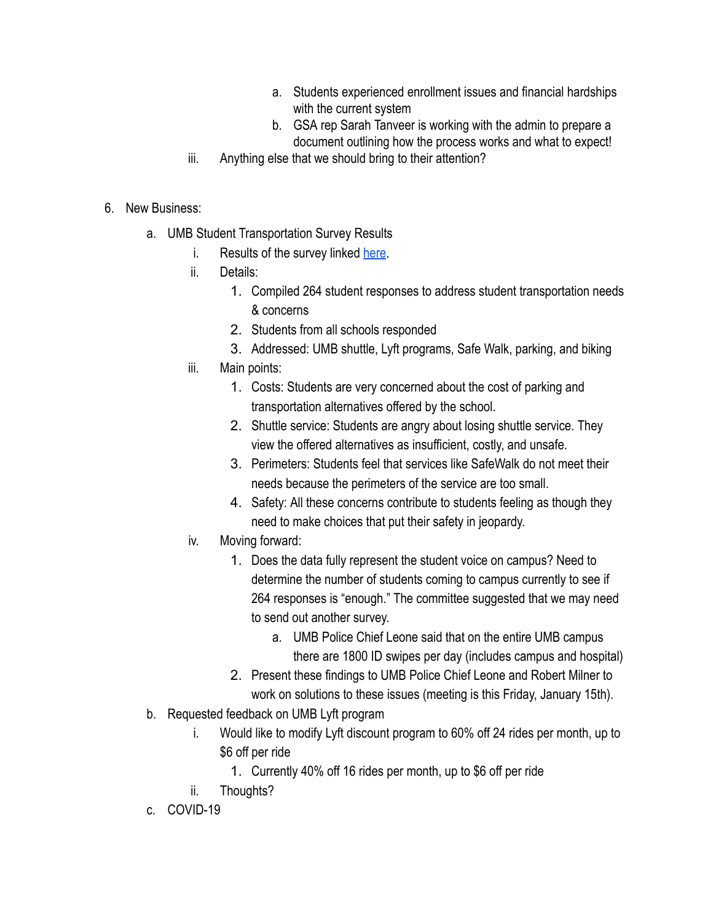a. Students experienced enrollment issues and financial hardships with the current system
         b. GSA rep Sarah Tanveer is working with the admin to prepare a document outlining how the process works and what to expect!
   iii. Anything else that we should bring to their attention?

6. New Business:
   a. UMB Student Transportation Survey Results
      i. Results of the survey linked [here](#).
      ii. Details:
         1. Compiled 264 student responses to address student transportation needs & concerns
         2. Students from all schools responded
         3. Addressed: UMB shuttle, Lyft programs, Safe Walk, parking, and biking
      iii. Main points:
         1. Costs: Students are very concerned about the cost of parking and transportation alternatives offered by the school.
         2. Shuttle service: Students are angry about losing shuttle service. They view the offered alternatives as insufficient, costly, and unsafe.
         3. Perimeters: Students feel that services like SafeWalk do not meet their needs because the perimeters of the service are too small.
         4. Safety: All these concerns contribute to students feeling as though they need to make choices that put their safety in jeopardy.
      iv. Moving forward:
         1. Does the data fully represent the student voice on campus? Need to determine the number of students coming to campus currently to see if 264 responses is "enough." The committee suggested that we may need to send out another survey.
            a. UMB Police Chief Leone said that on the entire UMB campus there are 1800 ID swipes per day (includes campus and hospital)
         2. Present these findings to UMB Police Chief Leone and Robert Milner to work on solutions to these issues (meeting is this Friday, January 15th).
   b. Requested feedback on UMB Lyft program
      i. Would like to modify Lyft discount program to 60% off 24 rides per month, up to $6 off per ride
         1. Currently 40% off 16 rides per month, up to $6 off per ride
      ii. Thoughts?
   c. COVID-19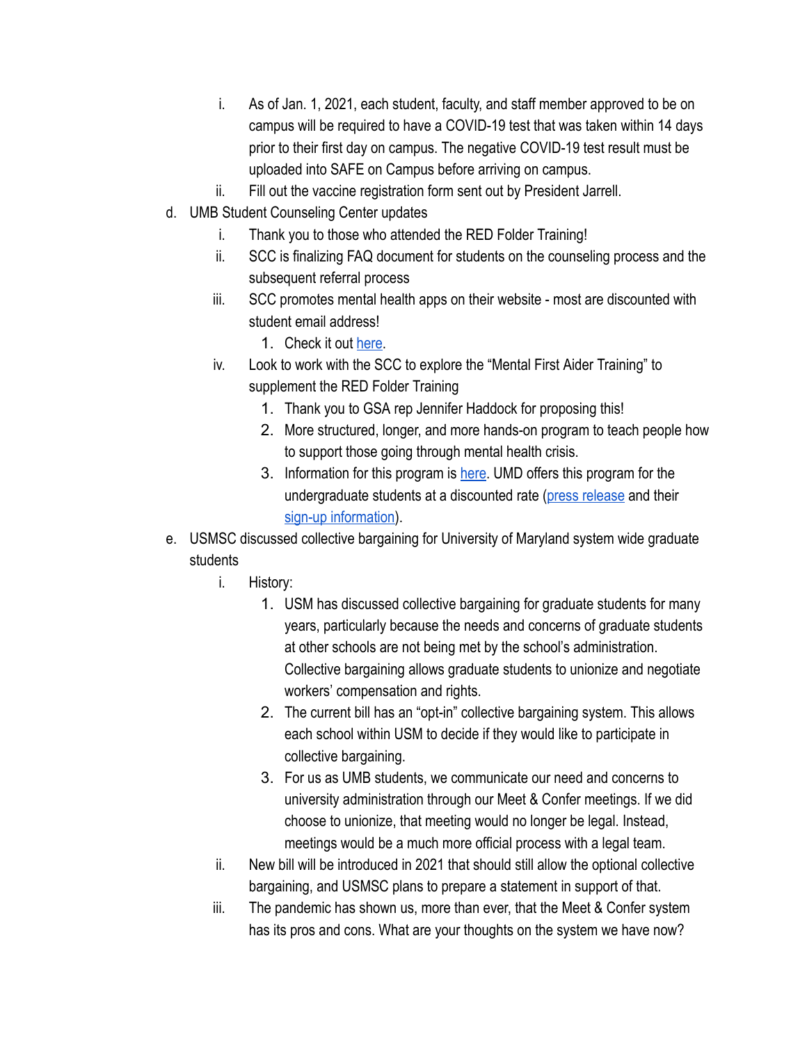i. As of Jan. 1, 2021, each student, faculty, and staff member approved to be on campus will be required to have a COVID-19 test that was taken within 14 days prior to their first day on campus. The negative COVID-19 test result must be uploaded into SAFE on Campus before arriving on campus.
   ii. Fill out the vaccine registration form sent out by President Jarrell.

d. UMB Student Counseling Center updates
   i. Thank you to those who attended the RED Folder Training!
   ii. SCC is finalizing FAQ document for students on the counseling process and the subsequent referral process
   iii. SCC promotes mental health apps on their website - most are discounted with student email address!
      1. Check it out here.
   iv. Look to work with the SCC to explore the "Mental First Aider Training" to supplement the RED Folder Training
      1. Thank you to GSA rep Jennifer Haddock for proposing this!
      2. More structured, longer, and more hands-on program to teach people how to support those going through mental health crisis.
      3. Information for this program is here. UMD offers this program for the undergraduate students at a discounted rate (press release and their sign-up information).

e. USMSC discussed collective bargaining for University of Maryland system wide graduate students
   i. History:
      1. USM has discussed collective bargaining for graduate students for many years, particularly because the needs and concerns of graduate students at other schools are not being met by the school's administration. Collective bargaining allows graduate students to unionize and negotiate workers' compensation and rights.
      2. The current bill has an "opt-in" collective bargaining system. This allows each school within USM to decide if they would like to participate in collective bargaining.
      3. For us as UMB students, we communicate our need and concerns to university administration through our Meet & Confer meetings. If we did choose to unionize, that meeting would no longer be legal. Instead, meetings would be a much more official process with a legal team.
   ii. New bill will be introduced in 2021 that should still allow the optional collective bargaining, and USMSC plans to prepare a statement in support of that.
   iii. The pandemic has shown us, more than ever, that the Meet & Confer system has its pros and cons. What are your thoughts on the system we have now?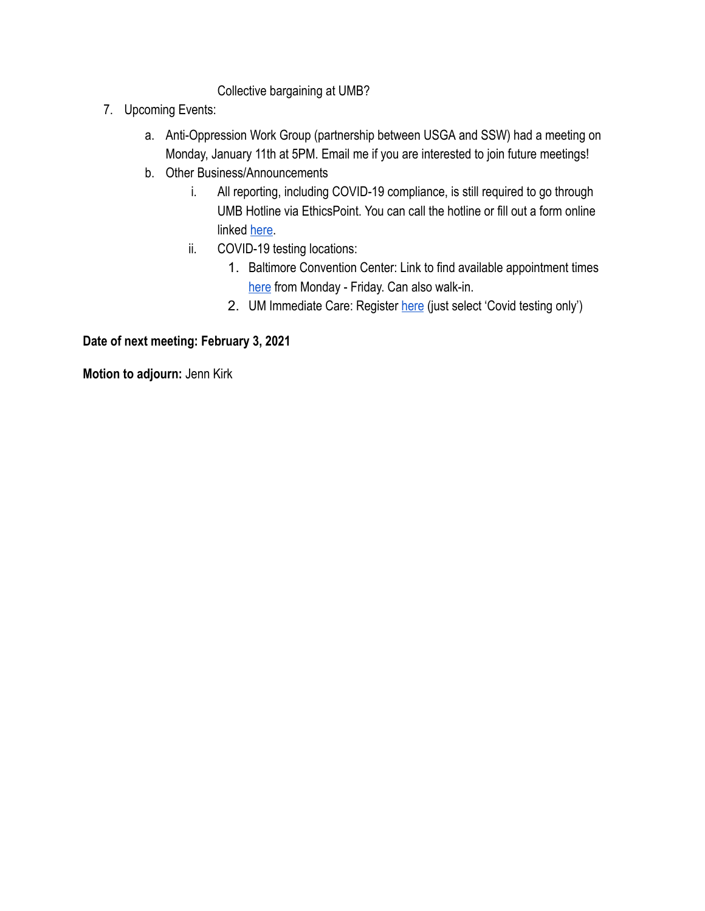Collective bargaining at UMB?

7. Upcoming Events:
    a. Anti-Oppression Work Group (partnership between USGA and SSW) had a meeting on Monday, January 11th at 5PM. Email me if you are interested to join future meetings!
    b. Other Business/Announcements
        i. All reporting, including COVID-19 compliance, is still required to go through UMB Hotline via EthicsPoint. You can call the hotline or fill out a form online linked here.
        ii. COVID-19 testing locations:
            1. Baltimore Convention Center: Link to find available appointment times here from Monday - Friday. Can also walk-in.
            2. UM Immediate Care: Register here (just select 'Covid testing only')

**Date of next meeting: February 3, 2021**

**Motion to adjourn:** Jenn Kirk